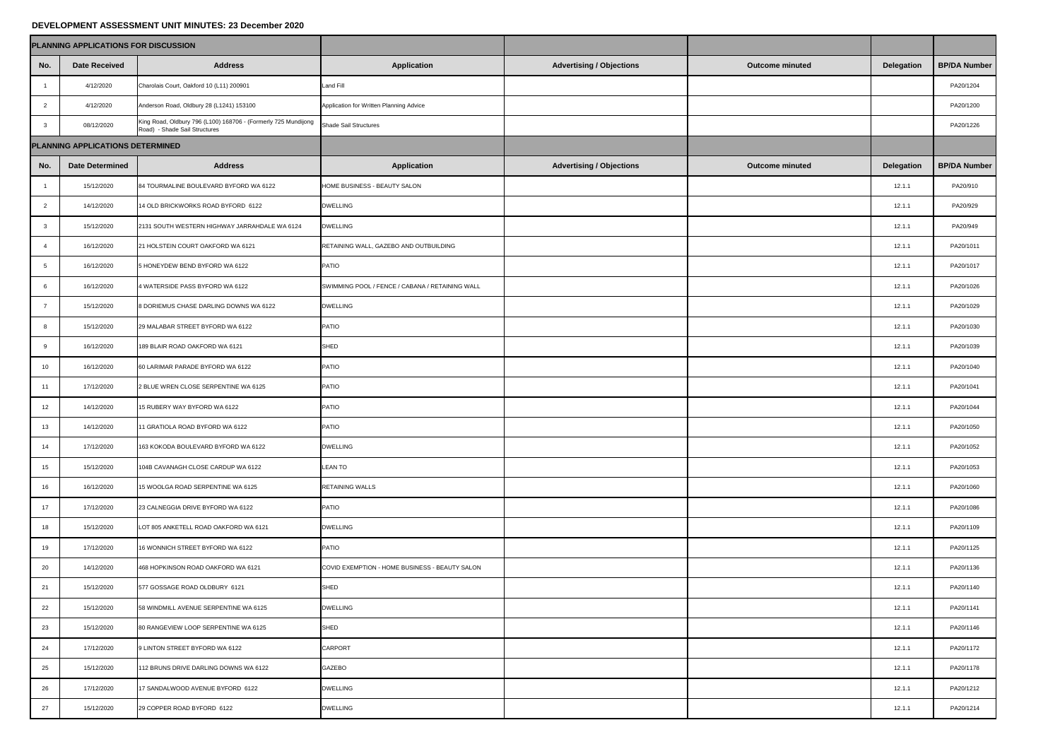**DEVELOPMENT ASSESSMENT UNIT MINUTES: 23 December 2020**

| PLANNING APPLICATIONS FOR DISCUSSION | | | | | | | |
|---|---|---|---|---|---|---|---|
| No. | Date Received | Address | Application | Advertising / Objections | Outcome minuted | Delegation | BP/DA Number |
| 1 | 4/12/2020 | Charolais Court, Oakford 10 (L11) 200901 | Land Fill | | | | PA20/1204 |
| 2 | 4/12/2020 | Anderson Road, Oldbury 28 (L1241) 153100 | Application for Written Planning Advice | | | | PA20/1200 |
| 3 | 08/12/2020 | King Road, Oldbury 796 (L100) 168706 - (Formerly 725 Mundijong Road) - Shade Sail Structures | Shade Sail Structures | | | | PA20/1226 |
| **PLANNING APPLICATIONS DETERMINED** | | | | | | | |
| No. | Date Determined | Address | Application | Advertising / Objections | Outcome minuted | Delegation | BP/DA Number |
| 1 | 15/12/2020 | 84 TOURMALINE BOULEVARD BYFORD WA 6122 | HOME BUSINESS - BEAUTY SALON | | | 12.1.1 | PA20/910 |
| 2 | 14/12/2020 | 14 OLD BRICKWORKS ROAD BYFORD 6122 | DWELLING | | | 12.1.1 | PA20/929 |
| 3 | 15/12/2020 | 2131 SOUTH WESTERN HIGHWAY JARRAHDALE WA 6124 | DWELLING | | | 12.1.1 | PA20/949 |
| 4 | 16/12/2020 | 21 HOLSTEIN COURT OAKFORD WA 6121 | RETAINING WALL, GAZEBO AND OUTBUILDING | | | 12.1.1 | PA20/1011 |
| 5 | 16/12/2020 | 5 HONEYDEW BEND BYFORD WA 6122 | PATIO | | | 12.1.1 | PA20/1017 |
| 6 | 16/12/2020 | 4 WATERSIDE PASS BYFORD WA 6122 | SWIMMING POOL / FENCE / CABANA / RETAINING WALL | | | 12.1.1 | PA20/1026 |
| 7 | 15/12/2020 | 8 DORIEMUS CHASE DARLING DOWNS WA 6122 | DWELLING | | | 12.1.1 | PA20/1029 |
| 8 | 15/12/2020 | 29 MALABAR STREET BYFORD WA 6122 | PATIO | | | 12.1.1 | PA20/1030 |
| 9 | 16/12/2020 | 189 BLAIR ROAD OAKFORD WA 6121 | SHED | | | 12.1.1 | PA20/1039 |
| 10 | 16/12/2020 | 60 LARIMAR PARADE BYFORD WA 6122 | PATIO | | | 12.1.1 | PA20/1040 |
| 11 | 17/12/2020 | 2 BLUE WREN CLOSE SERPENTINE WA 6125 | PATIO | | | 12.1.1 | PA20/1041 |
| 12 | 14/12/2020 | 15 RUBERY WAY BYFORD WA 6122 | PATIO | | | 12.1.1 | PA20/1044 |
| 13 | 14/12/2020 | 11 GRATIOLA ROAD BYFORD WA 6122 | PATIO | | | 12.1.1 | PA20/1050 |
| 14 | 17/12/2020 | 163 KOKODA BOULEVARD BYFORD WA 6122 | DWELLING | | | 12.1.1 | PA20/1052 |
| 15 | 15/12/2020 | 104B CAVANAGH CLOSE CARDUP WA 6122 | LEAN TO | | | 12.1.1 | PA20/1053 |
| 16 | 16/12/2020 | 15 WOOLGA ROAD SERPENTINE WA 6125 | RETAINING WALLS | | | 12.1.1 | PA20/1060 |
| 17 | 17/12/2020 | 23 CALNEGGIA DRIVE BYFORD WA 6122 | PATIO | | | 12.1.1 | PA20/1086 |
| 18 | 15/12/2020 | LOT 805 ANKETELL ROAD OAKFORD WA 6121 | DWELLING | | | 12.1.1 | PA20/1109 |
| 19 | 17/12/2020 | 16 WONNICH STREET BYFORD WA 6122 | PATIO | | | 12.1.1 | PA20/1125 |
| 20 | 14/12/2020 | 468 HOPKINSON ROAD OAKFORD WA 6121 | COVID EXEMPTION - HOME BUSINESS - BEAUTY SALON | | | 12.1.1 | PA20/1136 |
| 21 | 15/12/2020 | 577 GOSSAGE ROAD OLDBURY 6121 | SHED | | | 12.1.1 | PA20/1140 |
| 22 | 15/12/2020 | 58 WINDMILL AVENUE SERPENTINE WA 6125 | DWELLING | | | 12.1.1 | PA20/1141 |
| 23 | 15/12/2020 | 80 RANGEVIEW LOOP SERPENTINE WA 6125 | SHED | | | 12.1.1 | PA20/1146 |
| 24 | 17/12/2020 | 9 LINTON STREET BYFORD WA 6122 | CARPORT | | | 12.1.1 | PA20/1172 |
| 25 | 15/12/2020 | 112 BRUNS DRIVE DARLING DOWNS WA 6122 | GAZEBO | | | 12.1.1 | PA20/1178 |
| 26 | 17/12/2020 | 17 SANDALWOOD AVENUE BYFORD 6122 | DWELLING | | | 12.1.1 | PA20/1212 |
| 27 | 15/12/2020 | 29 COPPER ROAD BYFORD 6122 | DWELLING | | | 12.1.1 | PA20/1214 |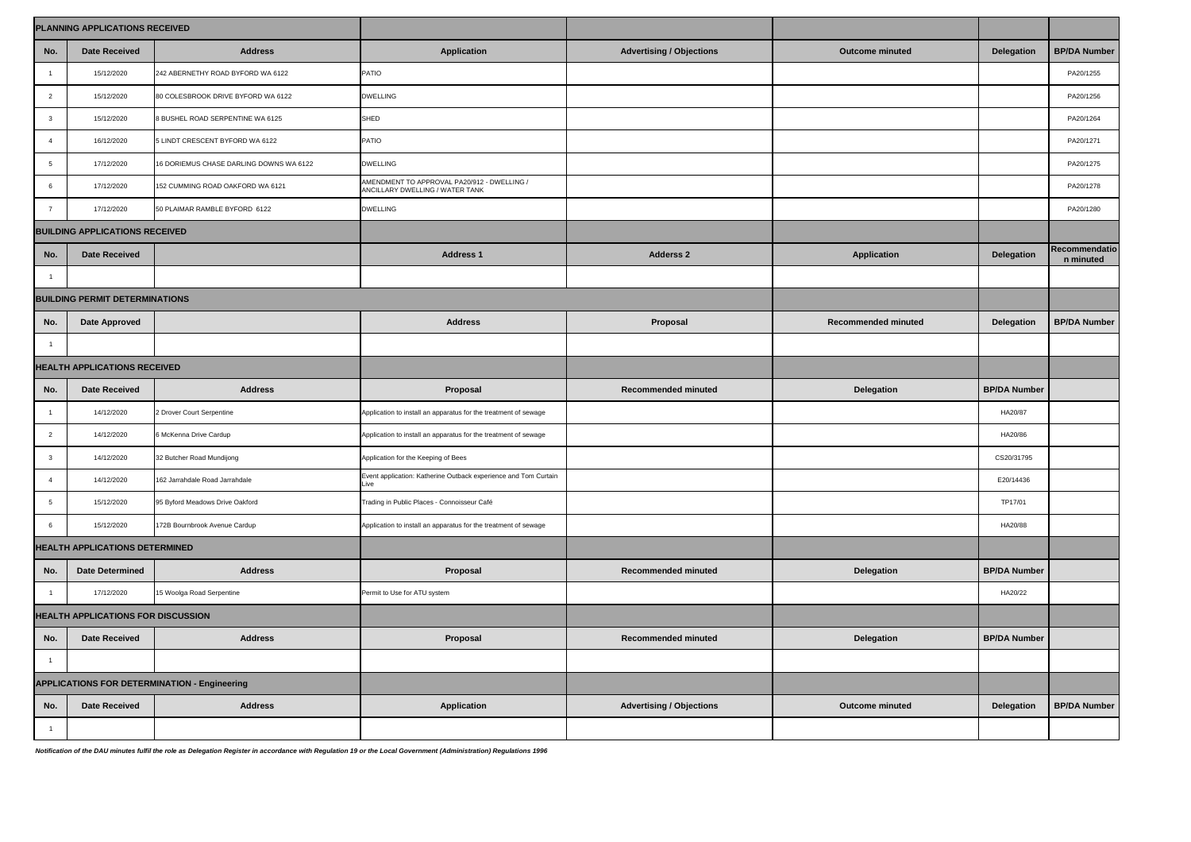| PLANNING APPLICATIONS RECEIVED | | | | | | | |
|---|---|---|---|---|---|---|---|
| No. | Date Received | Address | Application | Advertising / Objections | Outcome minuted | Delegation | BP/DA Number |
| 1 | 15/12/2020 | 242 ABERNETHY ROAD BYFORD WA 6122 | PATIO | | | | PA20/1255 |
| 2 | 15/12/2020 | 80 COLESBROOK DRIVE BYFORD WA 6122 | DWELLING | | | | PA20/1256 |
| 3 | 15/12/2020 | 8 BUSHEL ROAD SERPENTINE WA 6125 | SHED | | | | PA20/1264 |
| 4 | 16/12/2020 | 5 LINDT CRESCENT BYFORD WA 6122 | PATIO | | | | PA20/1271 |
| 5 | 17/12/2020 | 16 DORIEMUS CHASE DARLING DOWNS WA 6122 | DWELLING | | | | PA20/1275 |
| 6 | 17/12/2020 | 152 CUMMING ROAD OAKFORD WA 6121 | AMENDMENT TO APPROVAL PA20/912 - DWELLING / ANCILLARY DWELLING / WATER TANK | | | | PA20/1278 |
| 7 | 17/12/2020 | 50 PLAIMAR RAMBLE BYFORD 6122 | DWELLING | | | | PA20/1280 |

| BUILDING APPLICATIONS RECEIVED | | | | | | | |
|---|---|---|---|---|---|---|---|
| No. | Date Received | | Address 1 | Adderss 2 | Application | Delegation | Recommendation minuted |
| 1 | | | | | | | |

| BUILDING PERMIT DETERMINATIONS | | | | | | | |
|---|---|---|---|---|---|---|---|
| No. | Date Approved | | Address | Proposal | Recommended minuted | Delegation | BP/DA Number |
| 1 | | | | | | | |

| HEALTH APPLICATIONS RECEIVED | | | | | | | |
|---|---|---|---|---|---|---|---|
| No. | Date Received | Address | Proposal | Recommended minuted | Delegation | BP/DA Number | |
| 1 | 14/12/2020 | 2 Drover Court Serpentine | Application to install an apparatus for the treatment of sewage | | | HA20/87 | |
| 2 | 14/12/2020 | 6 McKenna Drive Cardup | Application to install an apparatus for the treatment of sewage | | | HA20/86 | |
| 3 | 14/12/2020 | 32 Butcher Road Mundijong | Application for the Keeping of Bees | | | CS20/31795 | |
| 4 | 14/12/2020 | 162 Jarrahdale Road Jarrahdale | Event application: Katherine Outback experience and Tom Curtain Live | | | E20/14436 | |
| 5 | 15/12/2020 | 95 Byford Meadows Drive Oakford | Trading in Public Places - Connoisseur Café | | | TP17/01 | |
| 6 | 15/12/2020 | 172B Bournbrook Avenue Cardup | Application to install an apparatus for the treatment of sewage | | | HA20/88 | |

| HEALTH APPLICATIONS DETERMINED | | | | | | | |
|---|---|---|---|---|---|---|---|
| No. | Date Determined | Address | Proposal | Recommended minuted | Delegation | BP/DA Number | |
| 1 | 17/12/2020 | 15 Woolga Road Serpentine | Permit to Use for ATU system | | | HA20/22 | |

| HEALTH APPLICATIONS FOR DISCUSSION | | | | | | | |
|---|---|---|---|---|---|---|---|
| No. | Date Received | Address | Proposal | Recommended minuted | Delegation | BP/DA Number | |
| 1 | | | | | | | |

| APPLICATIONS FOR DETERMINATION - Engineering | | | | | | | |
|---|---|---|---|---|---|---|---|
| No. | Date Received | Address | Application | Advertising / Objections | Outcome minuted | Delegation | BP/DA Number |
| 1 | | | | | | | |

***Notification of the DAU minutes fulfil the role as Delegation Register in accordance with Regulation 19 or the Local Government (Administration) Regulations 1996***